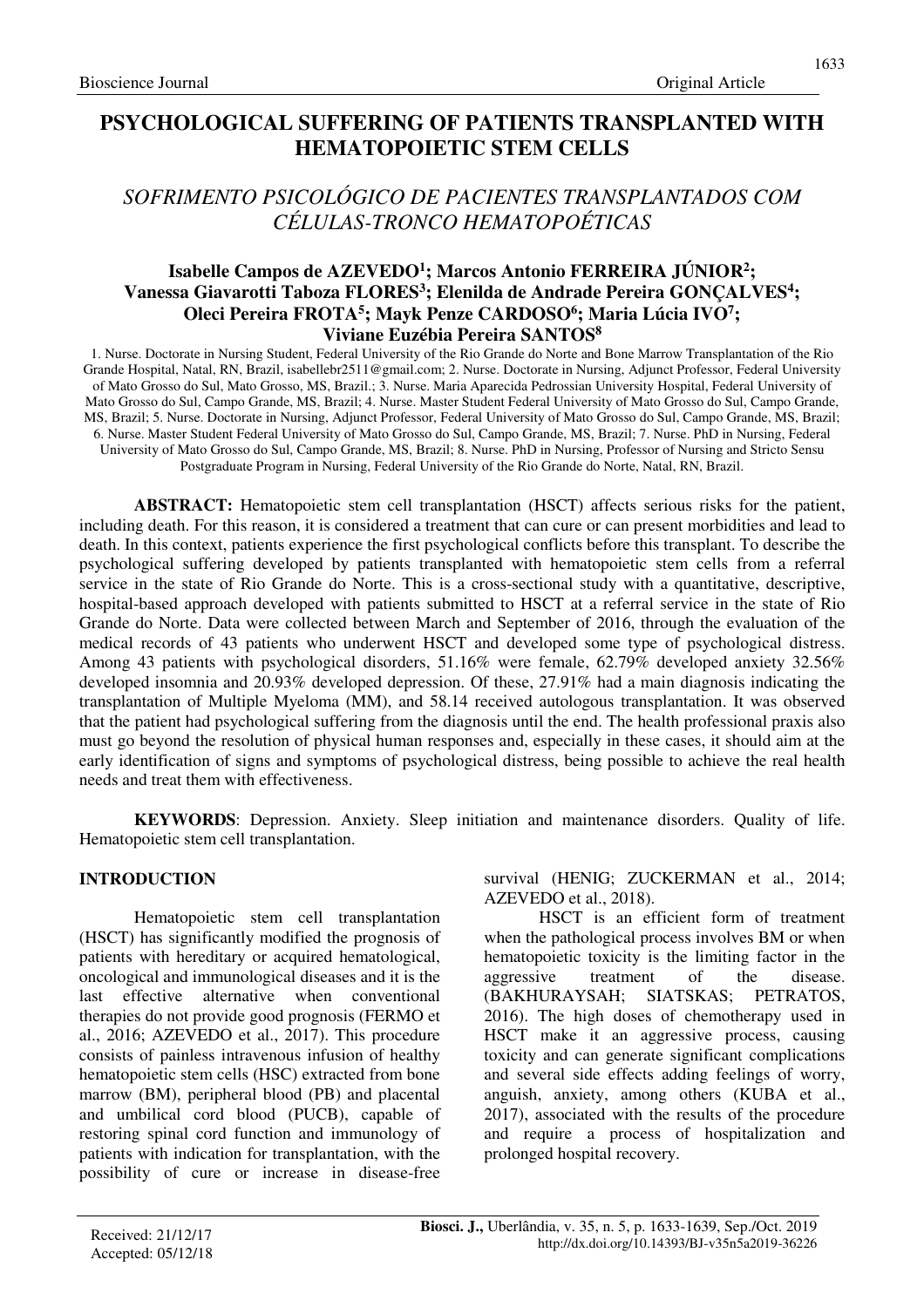# PSYCHOLOGICAL SUFFERING OF PATIENTS TRANSPLANTED WITH HEMATOPOIETIC STEM CELLS

## *SOFRIMENTO PSICOLÓGICO DE PACIENTES TRANSPLANTADOS COM CÉLULAS-TRONCO HEMATOPOÉTICAS*

**Isabelle Campos de AZEVEDO[1]; Marcos Antonio FERREIRA JÚNIOR[2]; Vanessa Giavarotti Taboza FLORES[3]; Elenilda de Andrade Pereira GONÇALVES[4]; Oleci Pereira FROTA[5]; Mayk Penze CARDOSO[6]; Maria Lúcia IVO[7]; Viviane Euzébia Pereira SANTOS[8]**

1. Nurse. Doctorate in Nursing Student, Federal University of the Rio Grande do Norte and Bone Marrow Transplantation of the Rio Grande Hospital, Natal, RN, Brazil, isabellebr2511@gmail.com; 2. Nurse. Doctorate in Nursing, Adjunct Professor, Federal University of Mato Grosso do Sul, Mato Grosso, MS, Brazil.; 3. Nurse. Maria Aparecida Pedrossian University Hospital, Federal University of Mato Grosso do Sul, Campo Grande, MS, Brazil; 4. Nurse. Master Student Federal University of Mato Grosso do Sul, Campo Grande, MS, Brazil; 5. Nurse. Doctorate in Nursing, Adjunct Professor, Federal University of Mato Grosso do Sul, Campo Grande, MS, Brazil; 6. Nurse. Master Student Federal University of Mato Grosso do Sul, Campo Grande, MS, Brazil; 7. Nurse. PhD in Nursing, Federal University of Mato Grosso do Sul, Campo Grande, MS, Brazil; 8. Nurse. PhD in Nursing, Professor of Nursing and Stricto Sensu Postgraduate Program in Nursing, Federal University of the Rio Grande do Norte, Natal, RN, Brazil.

**ABSTRACT:** Hematopoietic stem cell transplantation (HSCT) affects serious risks for the patient, including death. For this reason, it is considered a treatment that can cure or can present morbidities and lead to death. In this context, patients experience the first psychological conflicts before this transplant. To describe the psychological suffering developed by patients transplanted with hematopoietic stem cells from a referral service in the state of Rio Grande do Norte. This is a cross-sectional study with a quantitative, descriptive, hospital-based approach developed with patients submitted to HSCT at a referral service in the state of Rio Grande do Norte. Data were collected between March and September of 2016, through the evaluation of the medical records of 43 patients who underwent HSCT and developed some type of psychological distress. Among 43 patients with psychological disorders, 51.16% were female, 62.79% developed anxiety 32.56% developed insomnia and 20.93% developed depression. Of these, 27.91% had a main diagnosis indicating the transplantation of Multiple Myeloma (MM), and 58.14 received autologous transplantation. It was observed that the patient had psychological suffering from the diagnosis until the end. The health professional praxis also must go beyond the resolution of physical human responses and, especially in these cases, it should aim at the early identification of signs and symptoms of psychological distress, being possible to achieve the real health needs and treat them with effectiveness.

**KEYWORDS**: Depression. Anxiety. Sleep initiation and maintenance disorders. Quality of life. Hematopoietic stem cell transplantation.

## INTRODUCTION

Hematopoietic stem cell transplantation (HSCT) has significantly modified the prognosis of patients with hereditary or acquired hematological, oncological and immunological diseases and it is the last effective alternative when conventional therapies do not provide good prognosis (FERMO et al., 2016; AZEVEDO et al., 2017). This procedure consists of painless intravenous infusion of healthy hematopoietic stem cells (HSC) extracted from bone marrow (BM), peripheral blood (PB) and placental and umbilical cord blood (PUCB), capable of restoring spinal cord function and immunology of patients with indication for transplantation, with the possibility of cure or increase in disease-free survival (HENIG; ZUCKERMAN et al., 2014; AZEVEDO et al., 2018).

HSCT is an efficient form of treatment when the pathological process involves BM or when hematopoietic toxicity is the limiting factor in the aggressive treatment of the disease. (BAKHURAYSAH; SIATSKAS; PETRATOS, 2016). The high doses of chemotherapy used in HSCT make it an aggressive process, causing toxicity and can generate significant complications and several side effects adding feelings of worry, anguish, anxiety, among others (KUBA et al., 2017), associated with the results of the procedure and require a process of hospitalization and prolonged hospital recovery.

Received: 21/12/17
Accepted: 05/12/18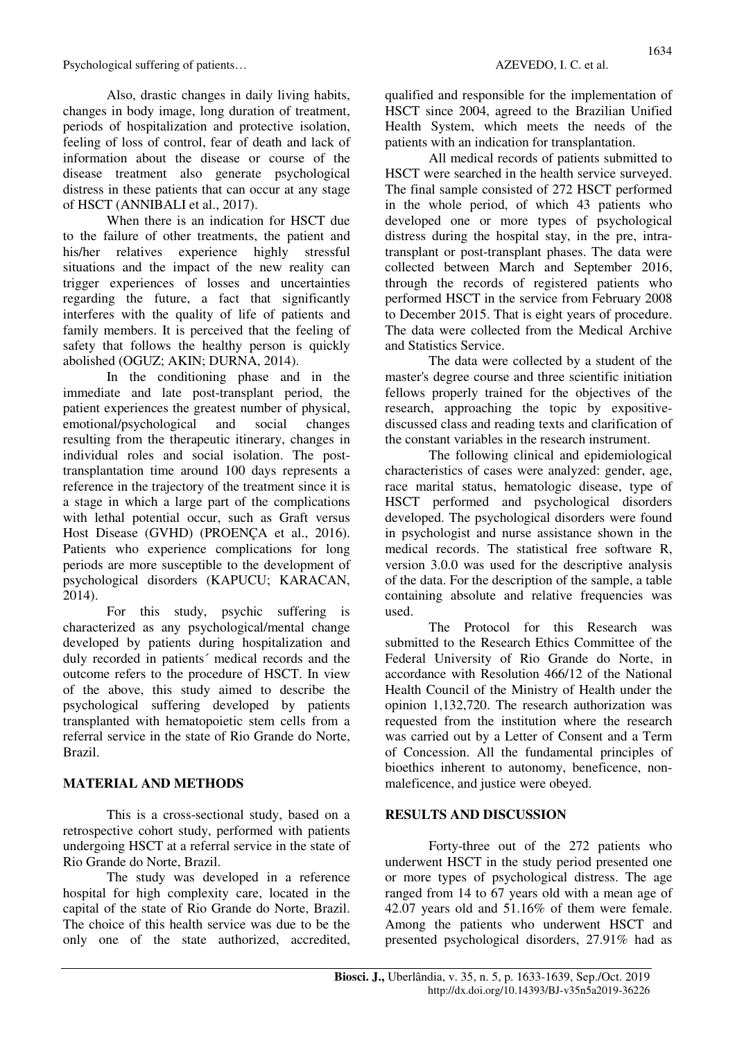Also, drastic changes in daily living habits, changes in body image, long duration of treatment, periods of hospitalization and protective isolation, feeling of loss of control, fear of death and lack of information about the disease or course of the disease treatment also generate psychological distress in these patients that can occur at any stage of HSCT (ANNIBALI et al., 2017).

When there is an indication for HSCT due to the failure of other treatments, the patient and his/her relatives experience highly stressful situations and the impact of the new reality can trigger experiences of losses and uncertainties regarding the future, a fact that significantly interferes with the quality of life of patients and family members. It is perceived that the feeling of safety that follows the healthy person is quickly abolished (OGUZ; AKIN; DURNA, 2014).

In the conditioning phase and in the immediate and late post-transplant period, the patient experiences the greatest number of physical, emotional/psychological and social changes resulting from the therapeutic itinerary, changes in individual roles and social isolation. The post-transplantation time around 100 days represents a reference in the trajectory of the treatment since it is a stage in which a large part of the complications with lethal potential occur, such as Graft versus Host Disease (GVHD) (PROENÇA et al., 2016). Patients who experience complications for long periods are more susceptible to the development of psychological disorders (KAPUCU; KARACAN, 2014).

For this study, psychic suffering is characterized as any psychological/mental change developed by patients during hospitalization and duly recorded in patients´ medical records and the outcome refers to the procedure of HSCT. In view of the above, this study aimed to describe the psychological suffering developed by patients transplanted with hematopoietic stem cells from a referral service in the state of Rio Grande do Norte, Brazil.

## MATERIAL AND METHODS

This is a cross-sectional study, based on a retrospective cohort study, performed with patients undergoing HSCT at a referral service in the state of Rio Grande do Norte, Brazil.

The study was developed in a reference hospital for high complexity care, located in the capital of the state of Rio Grande do Norte, Brazil. The choice of this health service was due to be the only one of the state authorized, accredited, qualified and responsible for the implementation of HSCT since 2004, agreed to the Brazilian Unified Health System, which meets the needs of the patients with an indication for transplantation.

All medical records of patients submitted to HSCT were searched in the health service surveyed. The final sample consisted of 272 HSCT performed in the whole period, of which 43 patients who developed one or more types of psychological distress during the hospital stay, in the pre, intra-transplant or post-transplant phases. The data were collected between March and September 2016, through the records of registered patients who performed HSCT in the service from February 2008 to December 2015. That is eight years of procedure. The data were collected from the Medical Archive and Statistics Service.

The data were collected by a student of the master's degree course and three scientific initiation fellows properly trained for the objectives of the research, approaching the topic by expositive-discussed class and reading texts and clarification of the constant variables in the research instrument.

The following clinical and epidemiological characteristics of cases were analyzed: gender, age, race marital status, hematologic disease, type of HSCT performed and psychological disorders developed. The psychological disorders were found in psychologist and nurse assistance shown in the medical records. The statistical free software R, version 3.0.0 was used for the descriptive analysis of the data. For the description of the sample, a table containing absolute and relative frequencies was used.

The Protocol for this Research was submitted to the Research Ethics Committee of the Federal University of Rio Grande do Norte, in accordance with Resolution 466/12 of the National Health Council of the Ministry of Health under the opinion 1,132,720. The research authorization was requested from the institution where the research was carried out by a Letter of Consent and a Term of Concession. All the fundamental principles of bioethics inherent to autonomy, beneficence, non-maleficence, and justice were obeyed.

## RESULTS AND DISCUSSION

Forty-three out of the 272 patients who underwent HSCT in the study period presented one or more types of psychological distress. The age ranged from 14 to 67 years old with a mean age of 42.07 years old and 51.16% of them were female. Among the patients who underwent HSCT and presented psychological disorders, 27.91% had as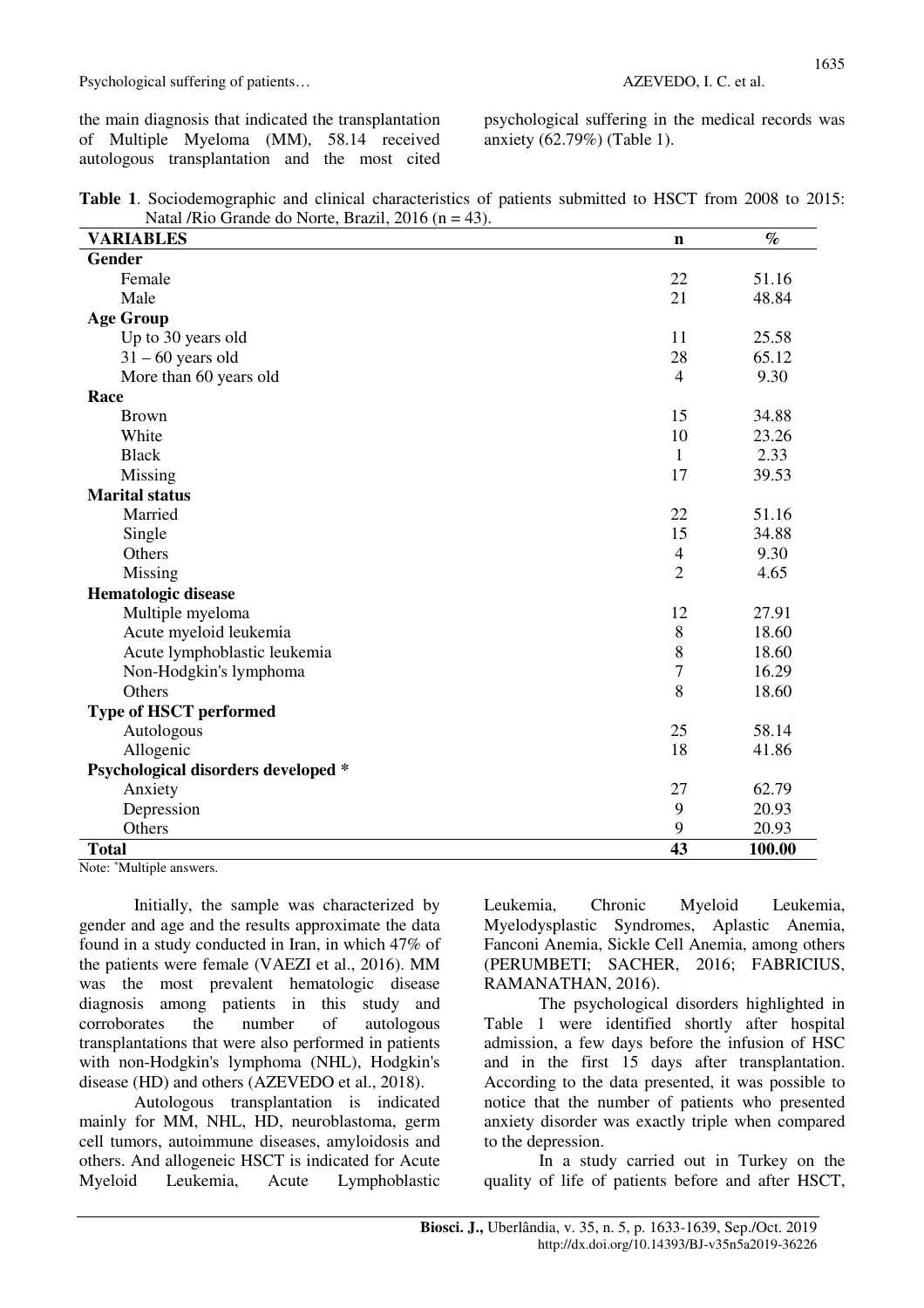the main diagnosis that indicated the transplantation of Multiple Myeloma (MM), 58.14 received autologous transplantation and the most cited psychological suffering in the medical records was anxiety (62.79%) (Table 1).

**Table 1**. Sociodemographic and clinical characteristics of patients submitted to HSCT from 2008 to 2015: Natal /Rio Grande do Norte, Brazil, 2016 (n = 43).

| VARIABLES | n | % |
|---|---|---|
| **Gender** | | |
| Female | 22 | 51.16 |
| Male | 21 | 48.84 |
| **Age Group** | | |
| Up to 30 years old | 11 | 25.58 |
| 31 – 60 years old | 28 | 65.12 |
| More than 60 years old | 4 | 9.30 |
| **Race** | | |
| Brown | 15 | 34.88 |
| White | 10 | 23.26 |
| Black | 1 | 2.33 |
| Missing | 17 | 39.53 |
| **Marital status** | | |
| Married | 22 | 51.16 |
| Single | 15 | 34.88 |
| Others | 4 | 9.30 |
| Missing | 2 | 4.65 |
| **Hematologic disease** | | |
| Multiple myeloma | 12 | 27.91 |
| Acute myeloid leukemia | 8 | 18.60 |
| Acute lymphoblastic leukemia | 8 | 18.60 |
| Non-Hodgkin's lymphoma | 7 | 16.29 |
| Others | 8 | 18.60 |
| **Type of HSCT performed** | | |
| Autologous | 25 | 58.14 |
| Allogenic | 18 | 41.86 |
| **Psychological disorders developed \*** | | |
| Anxiety | 27 | 62.79 |
| Depression | 9 | 20.93 |
| Others | 9 | 20.93 |
| **Total** | **43** | **100.00** |

Note: *Multiple answers.

Initially, the sample was characterized by gender and age and the results approximate the data found in a study conducted in Iran, in which 47% of the patients were female (VAEZI et al., 2016). MM was the most prevalent hematologic disease diagnosis among patients in this study and corroborates the number of autologous transplantations that were also performed in patients with non-Hodgkin's lymphoma (NHL), Hodgkin's disease (HD) and others (AZEVEDO et al., 2018).

Autologous transplantation is indicated mainly for MM, NHL, HD, neuroblastoma, germ cell tumors, autoimmune diseases, amyloidosis and others. And allogeneic HSCT is indicated for Acute Myeloid Leukemia, Acute Lymphoblastic Leukemia, Chronic Myeloid Leukemia, Myelodysplastic Syndromes, Aplastic Anemia, Fanconi Anemia, Sickle Cell Anemia, among others (PERUMBETI; SACHER, 2016; FABRICIUS, RAMANATHAN, 2016).

The psychological disorders highlighted in Table 1 were identified shortly after hospital admission, a few days before the infusion of HSC and in the first 15 days after transplantation. According to the data presented, it was possible to notice that the number of patients who presented anxiety disorder was exactly triple when compared to the depression.

In a study carried out in Turkey on the quality of life of patients before and after HSCT,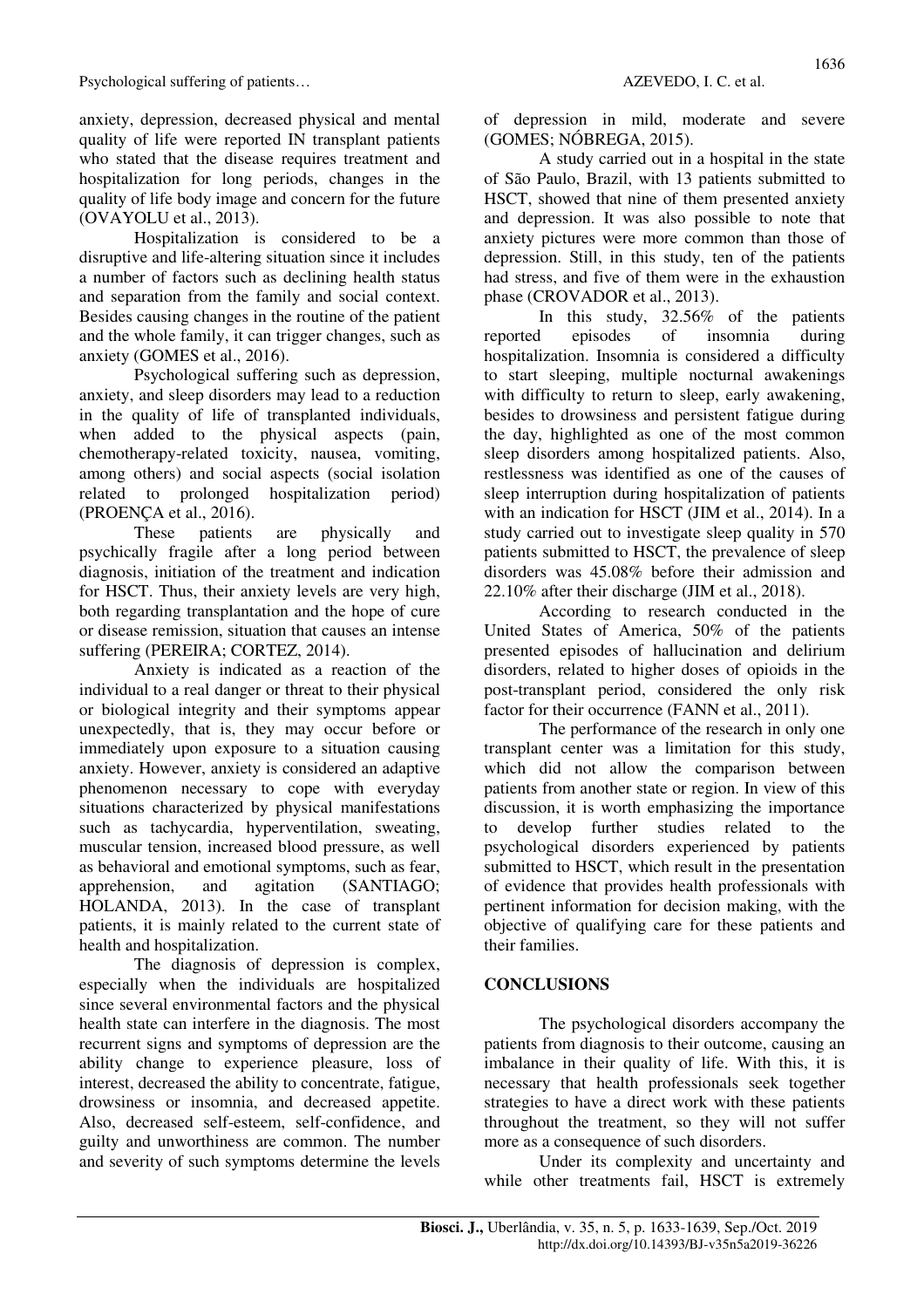anxiety, depression, decreased physical and mental quality of life were reported IN transplant patients who stated that the disease requires treatment and hospitalization for long periods, changes in the quality of life body image and concern for the future (OVAYOLU et al., 2013).

Hospitalization is considered to be a disruptive and life-altering situation since it includes a number of factors such as declining health status and separation from the family and social context. Besides causing changes in the routine of the patient and the whole family, it can trigger changes, such as anxiety (GOMES et al., 2016).

Psychological suffering such as depression, anxiety, and sleep disorders may lead to a reduction in the quality of life of transplanted individuals, when added to the physical aspects (pain, chemotherapy-related toxicity, nausea, vomiting, among others) and social aspects (social isolation related to prolonged hospitalization period) (PROENÇA et al., 2016).

These patients are physically and psychically fragile after a long period between diagnosis, initiation of the treatment and indication for HSCT. Thus, their anxiety levels are very high, both regarding transplantation and the hope of cure or disease remission, situation that causes an intense suffering (PEREIRA; CORTEZ, 2014).

Anxiety is indicated as a reaction of the individual to a real danger or threat to their physical or biological integrity and their symptoms appear unexpectedly, that is, they may occur before or immediately upon exposure to a situation causing anxiety. However, anxiety is considered an adaptive phenomenon necessary to cope with everyday situations characterized by physical manifestations such as tachycardia, hyperventilation, sweating, muscular tension, increased blood pressure, as well as behavioral and emotional symptoms, such as fear, apprehension, and agitation (SANTIAGO; HOLANDA, 2013). In the case of transplant patients, it is mainly related to the current state of health and hospitalization.

The diagnosis of depression is complex, especially when the individuals are hospitalized since several environmental factors and the physical health state can interfere in the diagnosis. The most recurrent signs and symptoms of depression are the ability change to experience pleasure, loss of interest, decreased the ability to concentrate, fatigue, drowsiness or insomnia, and decreased appetite. Also, decreased self-esteem, self-confidence, and guilty and unworthiness are common. The number and severity of such symptoms determine the levels of depression in mild, moderate and severe (GOMES; NÓBREGA, 2015).

A study carried out in a hospital in the state of São Paulo, Brazil, with 13 patients submitted to HSCT, showed that nine of them presented anxiety and depression. It was also possible to note that anxiety pictures were more common than those of depression. Still, in this study, ten of the patients had stress, and five of them were in the exhaustion phase (CROVADOR et al., 2013).

In this study, 32.56% of the patients reported episodes of insomnia during hospitalization. Insomnia is considered a difficulty to start sleeping, multiple nocturnal awakenings with difficulty to return to sleep, early awakening, besides to drowsiness and persistent fatigue during the day, highlighted as one of the most common sleep disorders among hospitalized patients. Also, restlessness was identified as one of the causes of sleep interruption during hospitalization of patients with an indication for HSCT (JIM et al., 2014). In a study carried out to investigate sleep quality in 570 patients submitted to HSCT, the prevalence of sleep disorders was 45.08% before their admission and 22.10% after their discharge (JIM et al., 2018).

According to research conducted in the United States of America, 50% of the patients presented episodes of hallucination and delirium disorders, related to higher doses of opioids in the post-transplant period, considered the only risk factor for their occurrence (FANN et al., 2011).

The performance of the research in only one transplant center was a limitation for this study, which did not allow the comparison between patients from another state or region. In view of this discussion, it is worth emphasizing the importance to develop further studies related to the psychological disorders experienced by patients submitted to HSCT, which result in the presentation of evidence that provides health professionals with pertinent information for decision making, with the objective of qualifying care for these patients and their families.

## CONCLUSIONS

The psychological disorders accompany the patients from diagnosis to their outcome, causing an imbalance in their quality of life. With this, it is necessary that health professionals seek together strategies to have a direct work with these patients throughout the treatment, so they will not suffer more as a consequence of such disorders.

Under its complexity and uncertainty and while other treatments fail, HSCT is extremely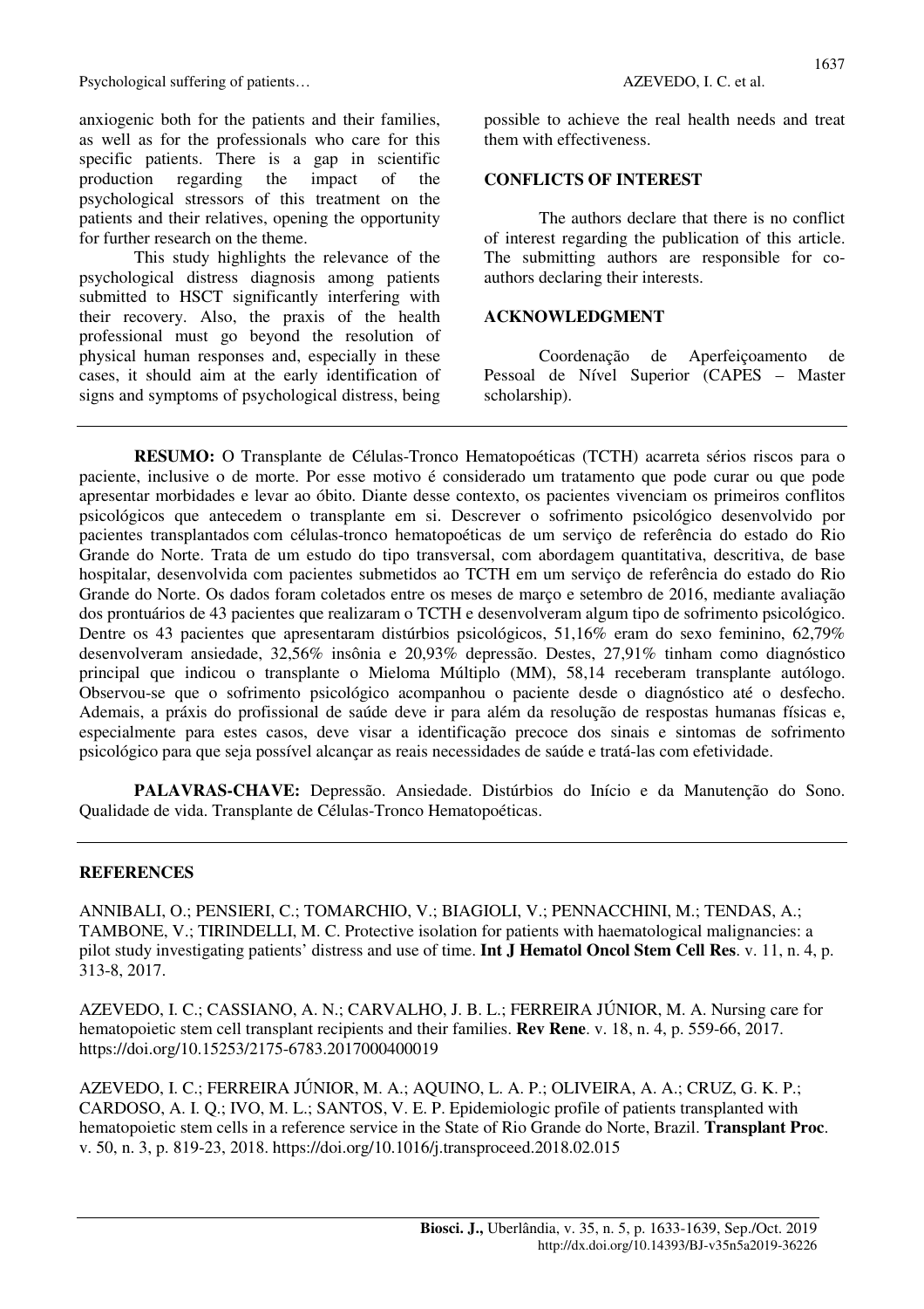anxiogenic both for the patients and their families, as well as for the professionals who care for this specific patients. There is a gap in scientific production regarding the impact of the psychological stressors of this treatment on the patients and their relatives, opening the opportunity for further research on the theme.

This study highlights the relevance of the psychological distress diagnosis among patients submitted to HSCT significantly interfering with their recovery. Also, the praxis of the health professional must go beyond the resolution of physical human responses and, especially in these cases, it should aim at the early identification of signs and symptoms of psychological distress, being possible to achieve the real health needs and treat them with effectiveness.

## CONFLICTS OF INTEREST

The authors declare that there is no conflict of interest regarding the publication of this article. The submitting authors are responsible for co-authors declaring their interests.

## ACKNOWLEDGMENT

Coordenação de Aperfeiçoamento de Pessoal de Nível Superior (CAPES – Master scholarship).

---

**RESUMO:** O Transplante de Células-Tronco Hematopoéticas (TCTH) acarreta sérios riscos para o paciente, inclusive o de morte. Por esse motivo é considerado um tratamento que pode curar ou que pode apresentar morbidades e levar ao óbito. Diante desse contexto, os pacientes vivenciam os primeiros conflitos psicológicos que antecedem o transplante em si. Descrever o sofrimento psicológico desenvolvido por pacientes transplantados com células-tronco hematopoéticas de um serviço de referência do estado do Rio Grande do Norte. Trata de um estudo do tipo transversal, com abordagem quantitativa, descritiva, de base hospitalar, desenvolvida com pacientes submetidos ao TCTH em um serviço de referência do estado do Rio Grande do Norte. Os dados foram coletados entre os meses de março e setembro de 2016, mediante avaliação dos prontuários de 43 pacientes que realizaram o TCTH e desenvolveram algum tipo de sofrimento psicológico. Dentre os 43 pacientes que apresentaram distúrbios psicológicos, 51,16% eram do sexo feminino, 62,79% desenvolveram ansiedade, 32,56% insônia e 20,93% depressão. Destes, 27,91% tinham como diagnóstico principal que indicou o transplante o Mieloma Múltiplo (MM), 58,14 receberam transplante autólogo. Observou-se que o sofrimento psicológico acompanhou o paciente desde o diagnóstico até o desfecho. Ademais, a práxis do profissional de saúde deve ir para além da resolução de respostas humanas físicas e, especialmente para estes casos, deve visar a identificação precoce dos sinais e sintomas de sofrimento psicológico para que seja possível alcançar as reais necessidades de saúde e tratá-las com efetividade.

**PALAVRAS-CHAVE:** Depressão. Ansiedade. Distúrbios do Início e da Manutenção do Sono. Qualidade de vida. Transplante de Células-Tronco Hematopoéticas.

---

## REFERENCES

ANNIBALI, O.; PENSIERI, C.; TOMARCHIO, V.; BIAGIOLI, V.; PENNACCHINI, M.; TENDAS, A.; TAMBONE, V.; TIRINDELLI, M. C. Protective isolation for patients with haematological malignancies: a pilot study investigating patients' distress and use of time. **Int J Hematol Oncol Stem Cell Res**. v. 11, n. 4, p. 313-8, 2017.

AZEVEDO, I. C.; CASSIANO, A. N.; CARVALHO, J. B. L.; FERREIRA JÚNIOR, M. A. Nursing care for hematopoietic stem cell transplant recipients and their families. **Rev Rene**. v. 18, n. 4, p. 559-66, 2017. https://doi.org/10.15253/2175-6783.2017000400019

AZEVEDO, I. C.; FERREIRA JÚNIOR, M. A.; AQUINO, L. A. P.; OLIVEIRA, A. A.; CRUZ, G. K. P.; CARDOSO, A. I. Q.; IVO, M. L.; SANTOS, V. E. P. Epidemiologic profile of patients transplanted with hematopoietic stem cells in a reference service in the State of Rio Grande do Norte, Brazil. **Transplant Proc**. v. 50, n. 3, p. 819-23, 2018. https://doi.org/10.1016/j.transproceed.2018.02.015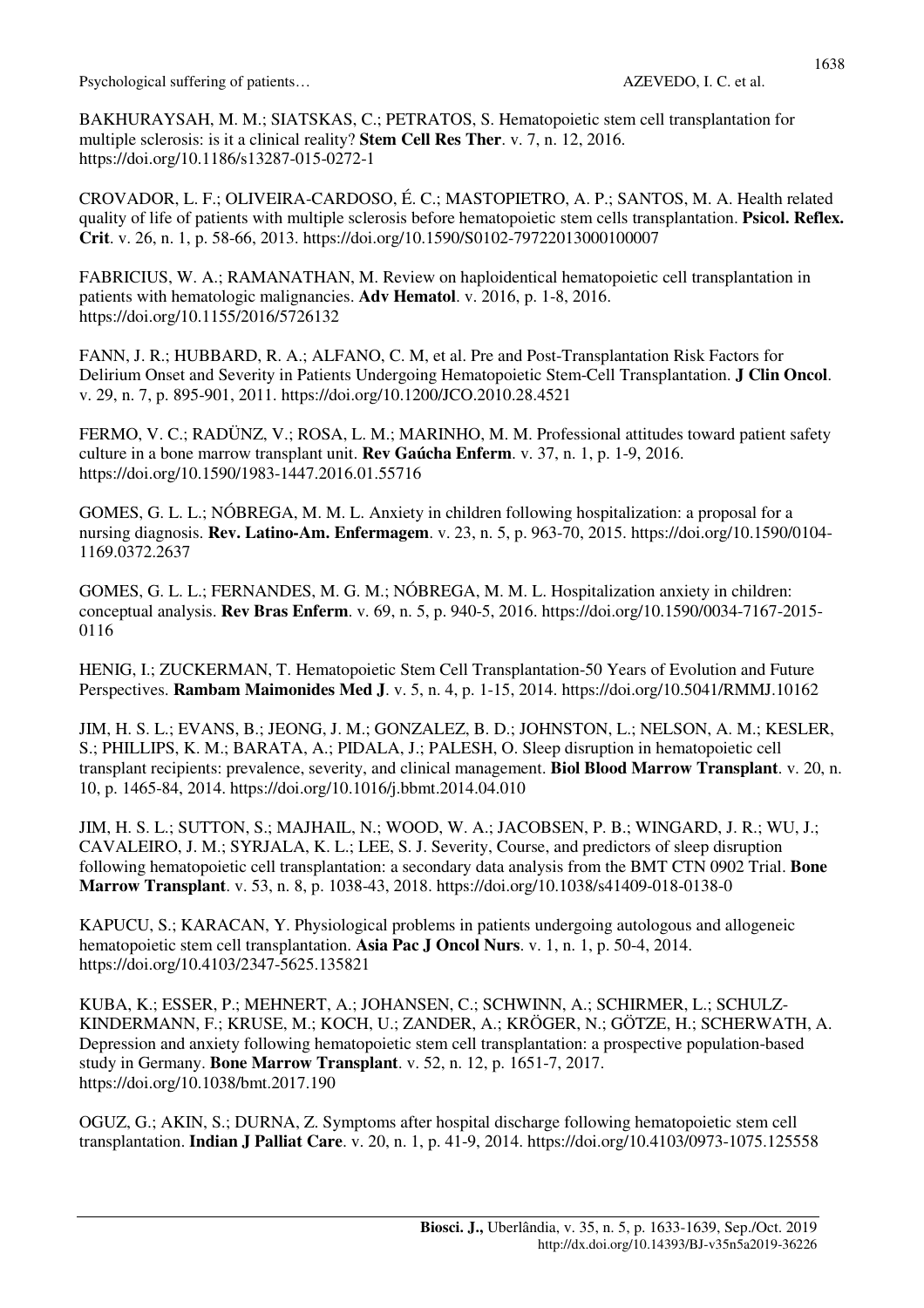BAKHURAYSAH, M. M.; SIATSKAS, C.; PETRATOS, S. Hematopoietic stem cell transplantation for multiple sclerosis: is it a clinical reality? **Stem Cell Res Ther**. v. 7, n. 12, 2016. https://doi.org/10.1186/s13287-015-0272-1

CROVADOR, L. F.; OLIVEIRA-CARDOSO, É. C.; MASTOPIETRO, A. P.; SANTOS, M. A. Health related quality of life of patients with multiple sclerosis before hematopoietic stem cells transplantation. **Psicol. Reflex. Crit**. v. 26, n. 1, p. 58-66, 2013. https://doi.org/10.1590/S0102-79722013000100007

FABRICIUS, W. A.; RAMANATHAN, M. Review on haploidentical hematopoietic cell transplantation in patients with hematologic malignancies. **Adv Hematol**. v. 2016, p. 1-8, 2016. https://doi.org/10.1155/2016/5726132

FANN, J. R.; HUBBARD, R. A.; ALFANO, C. M, et al. Pre and Post-Transplantation Risk Factors for Delirium Onset and Severity in Patients Undergoing Hematopoietic Stem-Cell Transplantation. **J Clin Oncol**. v. 29, n. 7, p. 895-901, 2011. https://doi.org/10.1200/JCO.2010.28.4521

FERMO, V. C.; RADÜNZ, V.; ROSA, L. M.; MARINHO, M. M. Professional attitudes toward patient safety culture in a bone marrow transplant unit. **Rev Gaúcha Enferm**. v. 37, n. 1, p. 1-9, 2016. https://doi.org/10.1590/1983-1447.2016.01.55716

GOMES, G. L. L.; NÓBREGA, M. M. L. Anxiety in children following hospitalization: a proposal for a nursing diagnosis. **Rev. Latino-Am. Enfermagem**. v. 23, n. 5, p. 963-70, 2015. https://doi.org/10.1590/0104-1169.0372.2637

GOMES, G. L. L.; FERNANDES, M. G. M.; NÓBREGA, M. M. L. Hospitalization anxiety in children: conceptual analysis. **Rev Bras Enferm**. v. 69, n. 5, p. 940-5, 2016. https://doi.org/10.1590/0034-7167-2015-0116

HENIG, I.; ZUCKERMAN, T. Hematopoietic Stem Cell Transplantation-50 Years of Evolution and Future Perspectives. **Rambam Maimonides Med J**. v. 5, n. 4, p. 1-15, 2014. https://doi.org/10.5041/RMMJ.10162

JIM, H. S. L.; EVANS, B.; JEONG, J. M.; GONZALEZ, B. D.; JOHNSTON, L.; NELSON, A. M.; KESLER, S.; PHILLIPS, K. M.; BARATA, A.; PIDALA, J.; PALESH, O. Sleep disruption in hematopoietic cell transplant recipients: prevalence, severity, and clinical management. **Biol Blood Marrow Transplant**. v. 20, n. 10, p. 1465-84, 2014. https://doi.org/10.1016/j.bbmt.2014.04.010

JIM, H. S. L.; SUTTON, S.; MAJHAIL, N.; WOOD, W. A.; JACOBSEN, P. B.; WINGARD, J. R.; WU, J.; CAVALEIRO, J. M.; SYRJALA, K. L.; LEE, S. J. Severity, Course, and predictors of sleep disruption following hematopoietic cell transplantation: a secondary data analysis from the BMT CTN 0902 Trial. **Bone Marrow Transplant**. v. 53, n. 8, p. 1038-43, 2018. https://doi.org/10.1038/s41409-018-0138-0

KAPUCU, S.; KARACAN, Y. Physiological problems in patients undergoing autologous and allogeneic hematopoietic stem cell transplantation. **Asia Pac J Oncol Nurs**. v. 1, n. 1, p. 50-4, 2014. https://doi.org/10.4103/2347-5625.135821

KUBA, K.; ESSER, P.; MEHNERT, A.; JOHANSEN, C.; SCHWINN, A.; SCHIRMER, L.; SCHULZ-KINDERMANN, F.; KRUSE, M.; KOCH, U.; ZANDER, A.; KRÖGER, N.; GÖTZE, H.; SCHERWATH, A. Depression and anxiety following hematopoietic stem cell transplantation: a prospective population-based study in Germany. **Bone Marrow Transplant**. v. 52, n. 12, p. 1651-7, 2017. https://doi.org/10.1038/bmt.2017.190

OGUZ, G.; AKIN, S.; DURNA, Z. Symptoms after hospital discharge following hematopoietic stem cell transplantation. **Indian J Palliat Care**. v. 20, n. 1, p. 41-9, 2014. https://doi.org/10.4103/0973-1075.125558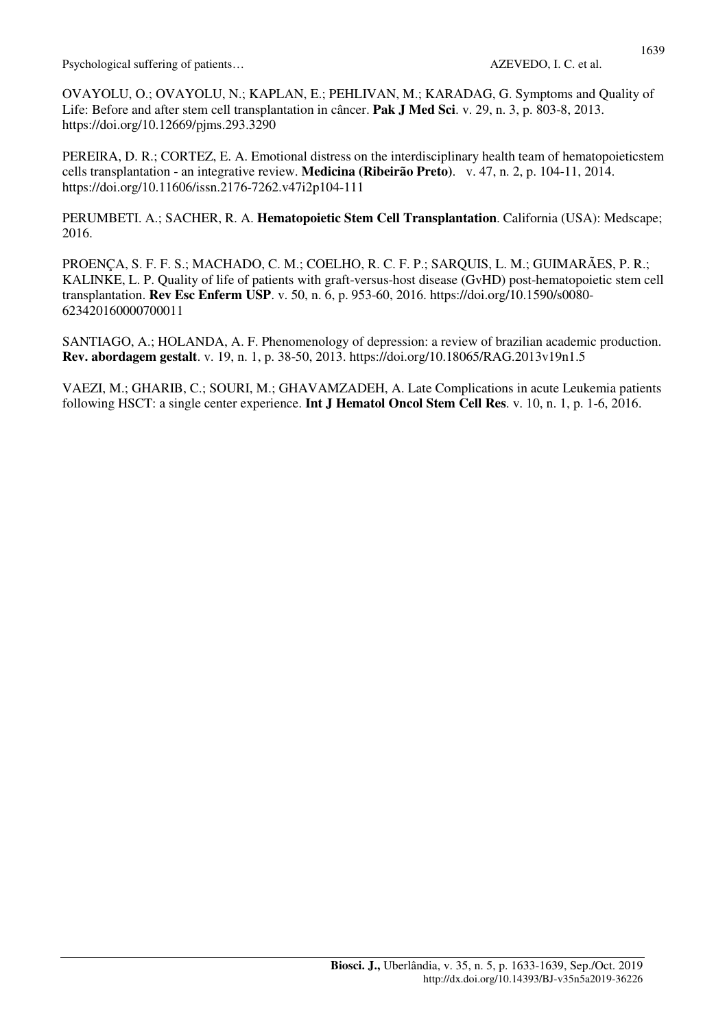OVAYOLU, O.; OVAYOLU, N.; KAPLAN, E.; PEHLIVAN, M.; KARADAG, G. Symptoms and Quality of Life: Before and after stem cell transplantation in câncer. **Pak J Med Sci**. v. 29, n. 3, p. 803-8, 2013. https://doi.org/10.12669/pjms.293.3290

PEREIRA, D. R.; CORTEZ, E. A. Emotional distress on the interdisciplinary health team of hematopoieticstem cells transplantation - an integrative review. **Medicina (Ribeirão Preto)**. v. 47, n. 2, p. 104-11, 2014. https://doi.org/10.11606/issn.2176-7262.v47i2p104-111

PERUMBETI. A.; SACHER, R. A. **Hematopoietic Stem Cell Transplantation**. California (USA): Medscape; 2016.

PROENÇA, S. F. F. S.; MACHADO, C. M.; COELHO, R. C. F. P.; SARQUIS, L. M.; GUIMARÃES, P. R.; KALINKE, L. P. Quality of life of patients with graft-versus-host disease (GvHD) post-hematopoietic stem cell transplantation. **Rev Esc Enferm USP**. v. 50, n. 6, p. 953-60, 2016. https://doi.org/10.1590/s0080-623420160000700011

SANTIAGO, A.; HOLANDA, A. F. Phenomenology of depression: a review of brazilian academic production. **Rev. abordagem gestalt**. v. 19, n. 1, p. 38-50, 2013. https://doi.org/10.18065/RAG.2013v19n1.5

VAEZI, M.; GHARIB, C.; SOURI, M.; GHAVAMZADEH, A. Late Complications in acute Leukemia patients following HSCT: a single center experience. **Int J Hematol Oncol Stem Cell Res**. v. 10, n. 1, p. 1-6, 2016.